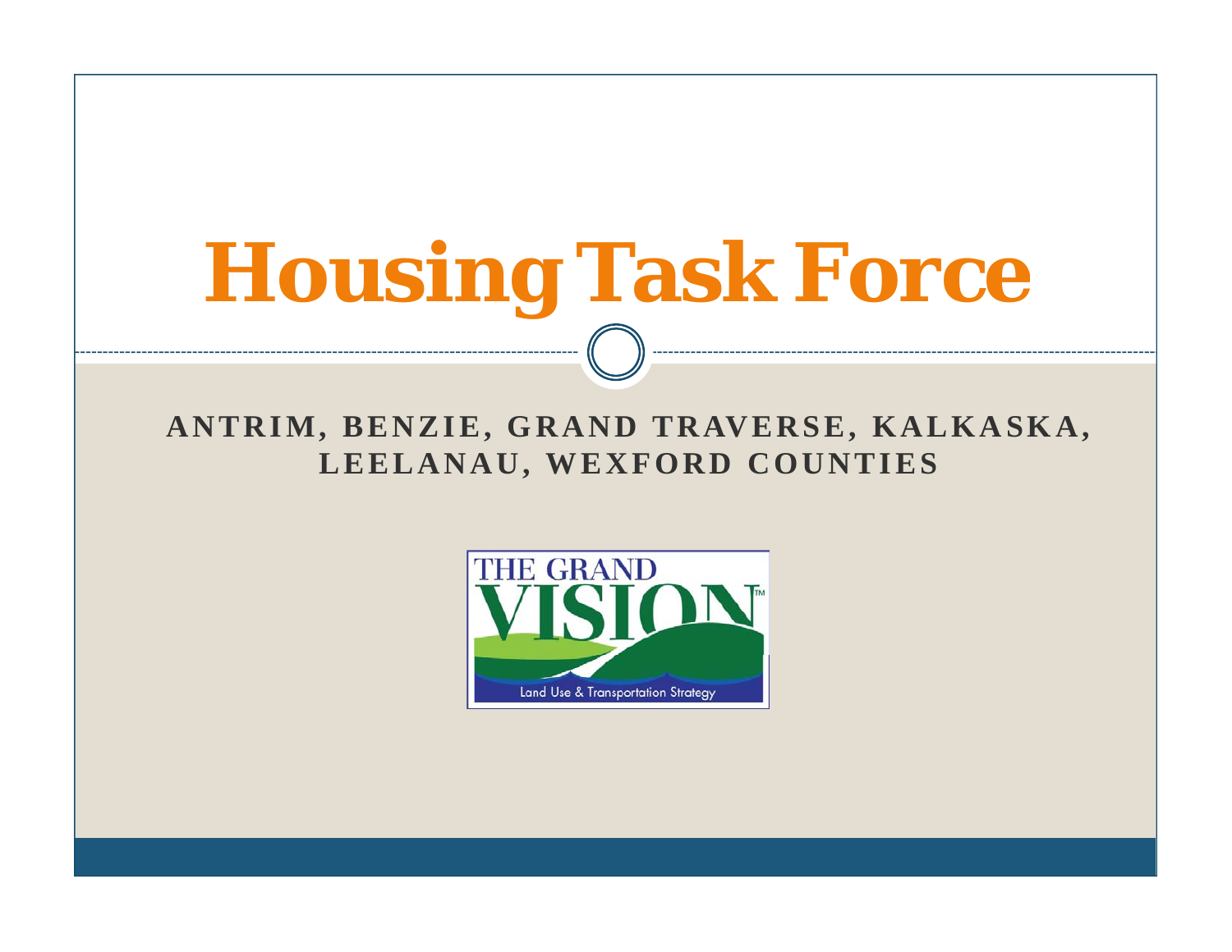# Housing Task Force

**ANTRIM, BENZIE, GRAND TRAVERSE, KALKASKA, LEELANAU, WEXFORD COUNTIES**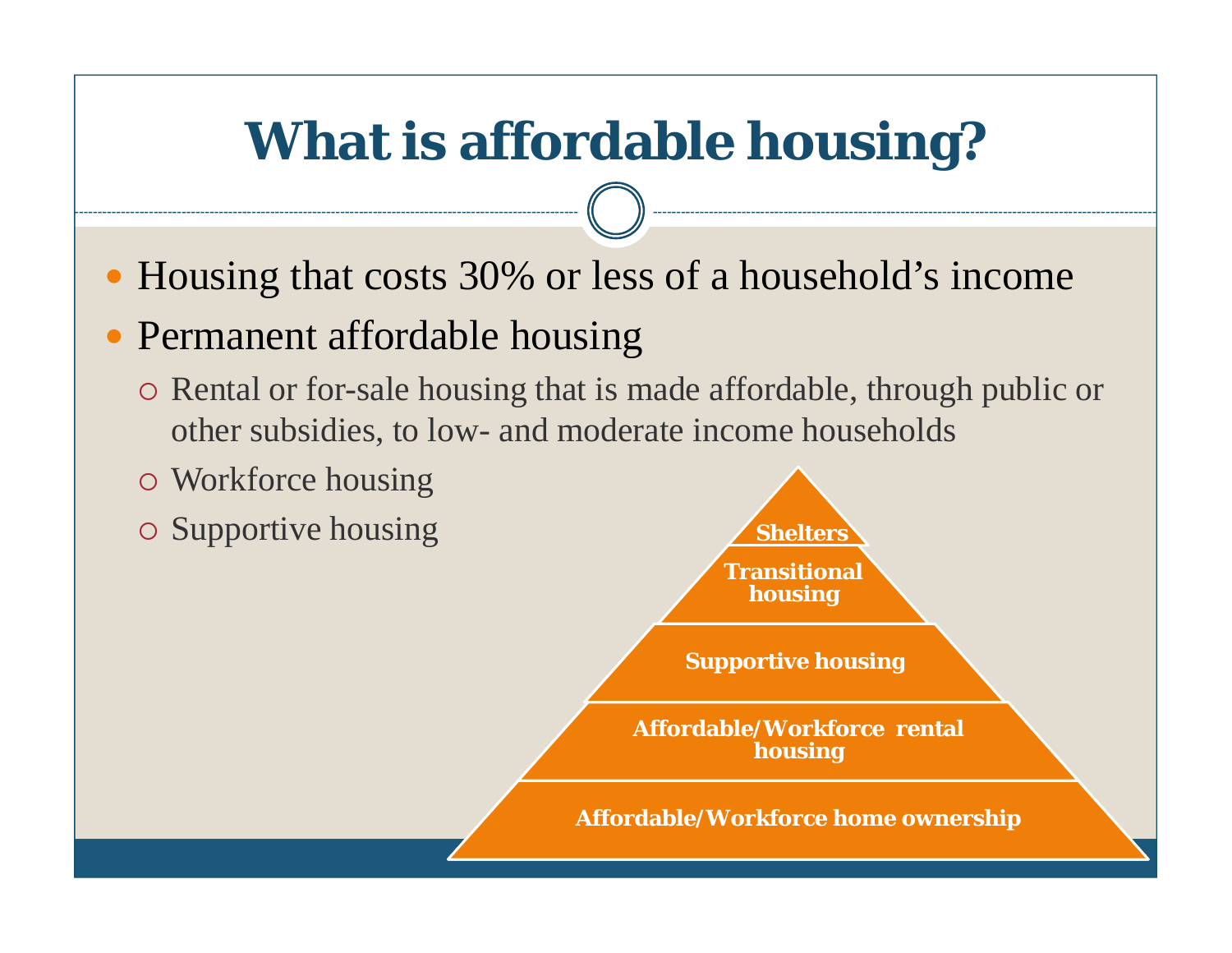# What is affordable housing?

- Housing that costs 30% or less of a household's income
- Permanent affordable housing
  - Rental or for-sale housing that is made affordable, through public or other subsidies, to low- and moderate income households
  - Workforce housing
  - Supportive housing

**Shelters**

**Transitional housing**

**Supportive housing**

**Affordable/Workforce rental housing**

**Affordable/Workforce home ownership**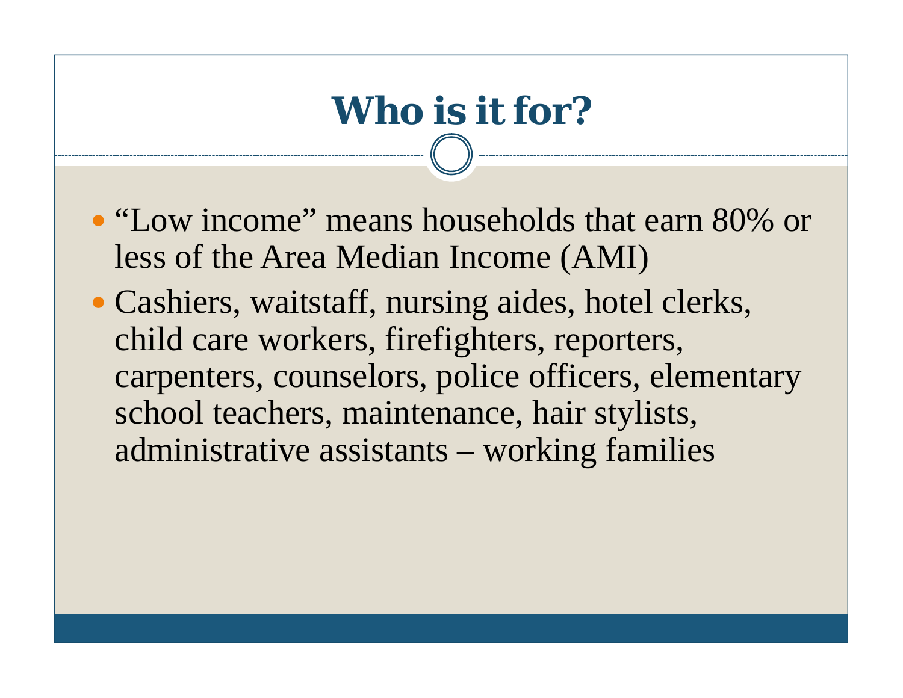# Who is it for?

- "Low income" means households that earn 80% or less of the Area Median Income (AMI)
- Cashiers, waitstaff, nursing aides, hotel clerks, child care workers, firefighters, reporters, carpenters, counselors, police officers, elementary school teachers, maintenance, hair stylists, administrative assistants – working families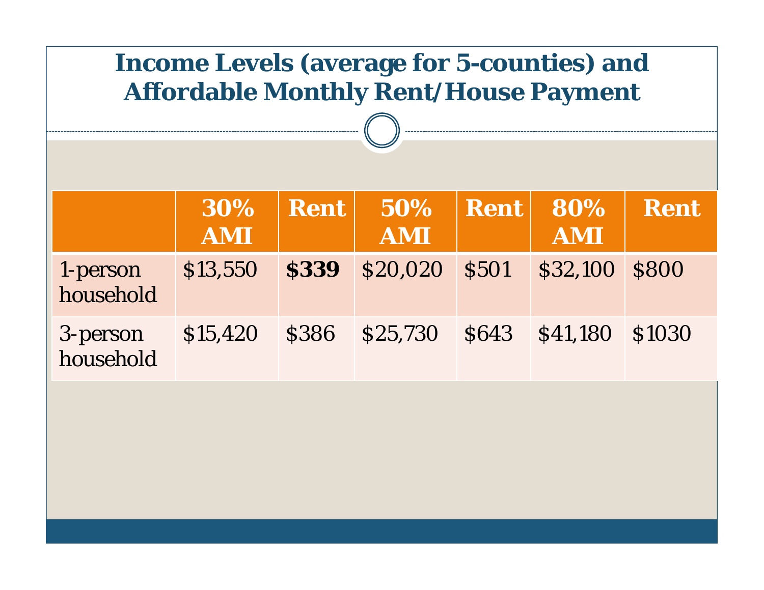# Income Levels (average for 5-counties) and Affordable Monthly Rent/House Payment

| | 30% AMI | Rent | 50% AMI | Rent | 80% AMI | Rent |
|---|---|---|---|---|---|---|
| 1-person household | $13,550 | **$339** | $20,020 | $501 | $32,100 | $800 |
| 3-person household | $15,420 | $386 | $25,730 | $643 | $41,180 | $1030 |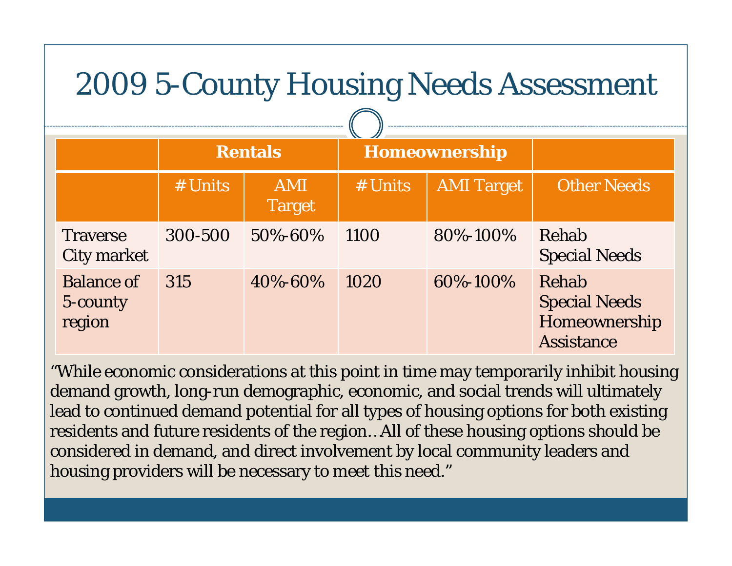# 2009 5-County Housing Needs Assessment

| | **Rentals** | | **Homeownership** | | |
|---|---|---|---|---|---|
| | # Units | AMI Target | # Units | AMI Target | Other Needs |
| Traverse City market | 300-500 | 50%-60% | 1100 | 80%-100% | Rehab<br>Special Needs |
| Balance of 5-county region | 315 | 40%-60% | 1020 | 60%-100% | Rehab<br>Special Needs<br>Homeownership Assistance |

"While economic considerations at this point in time may temporarily inhibit housing demand growth, long-run demographic, economic, and social trends will ultimately lead to continued demand potential for all types of housing options for both existing residents and future residents of the region…All of these housing options should be considered in demand, and direct involvement by local community leaders and housing providers will be necessary to meet this need."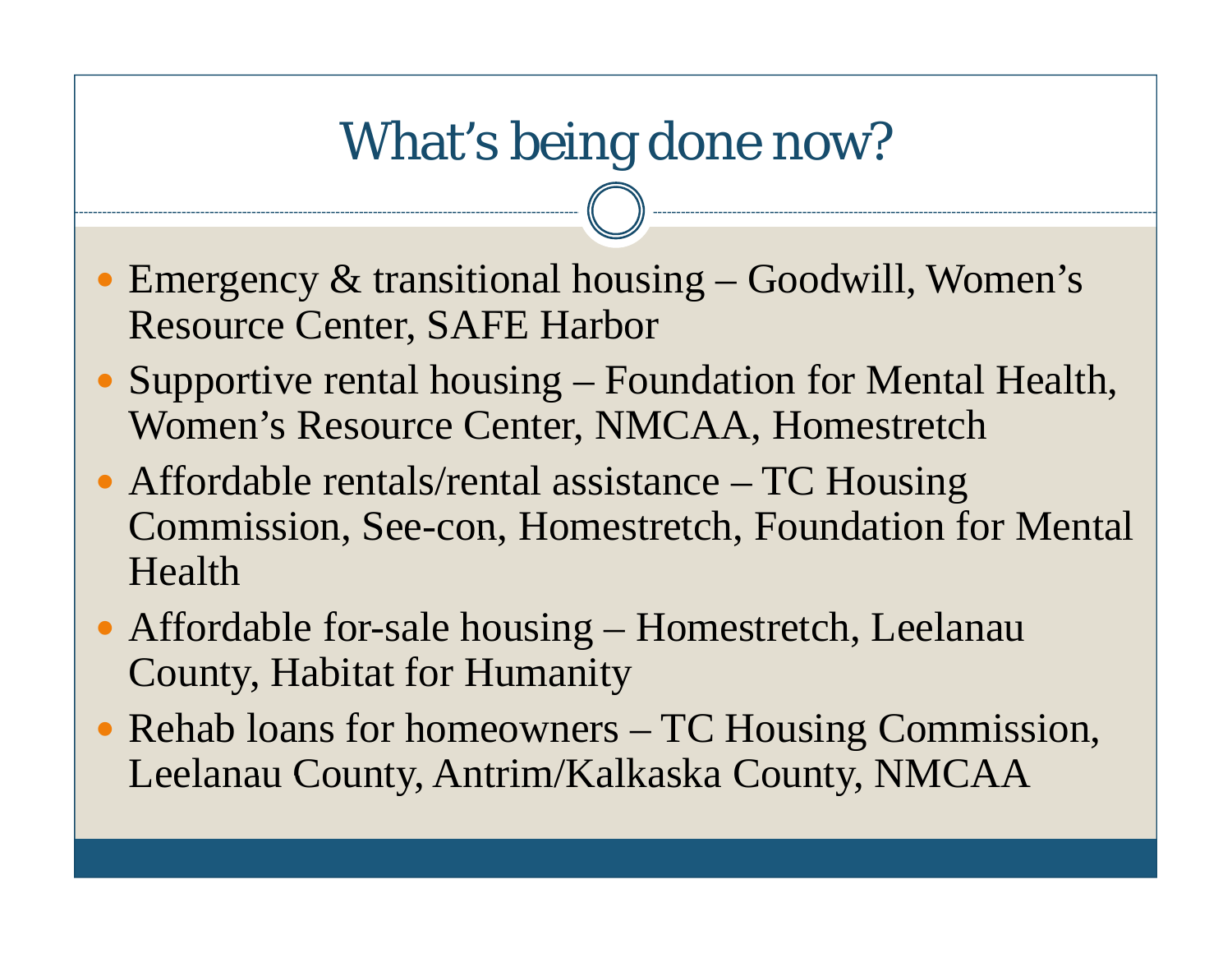# What's being done now?

- Emergency & transitional housing – Goodwill, Women's Resource Center, SAFE Harbor
- Supportive rental housing – Foundation for Mental Health, Women's Resource Center, NMCAA, Homestretch
- Affordable rentals/rental assistance – TC Housing Commission, See-con, Homestretch, Foundation for Mental Health
- Affordable for-sale housing – Homestretch, Leelanau County, Habitat for Humanity
- Rehab loans for homeowners – TC Housing Commission, Leelanau County, Antrim/Kalkaska County, NMCAA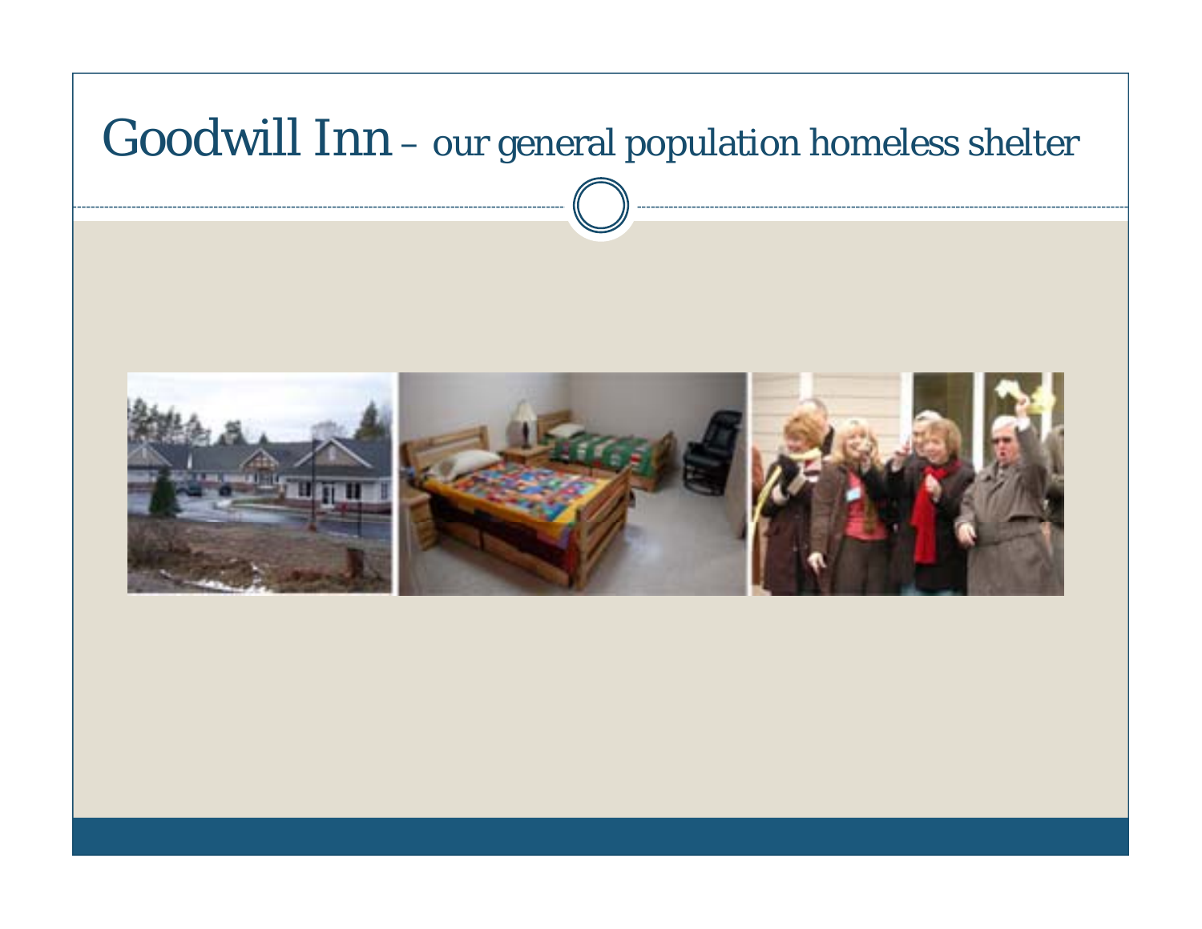# Goodwill Inn – our general population homeless shelter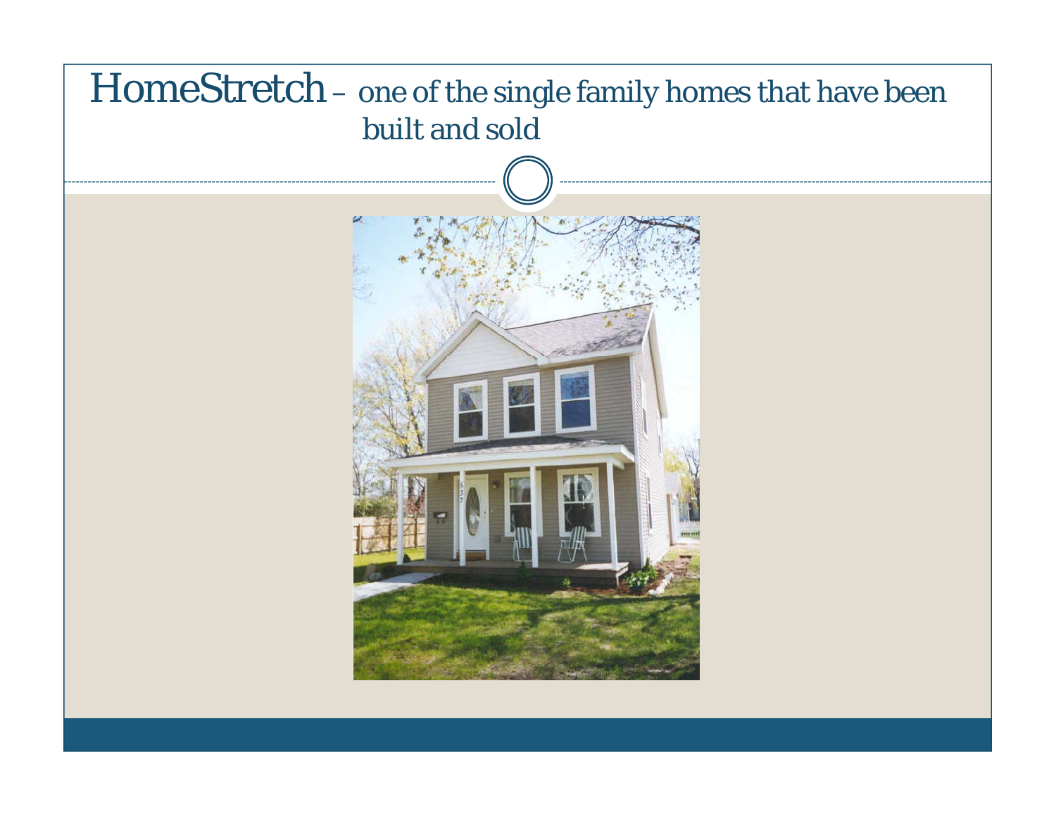# HomeStretch – one of the single family homes that have been built and sold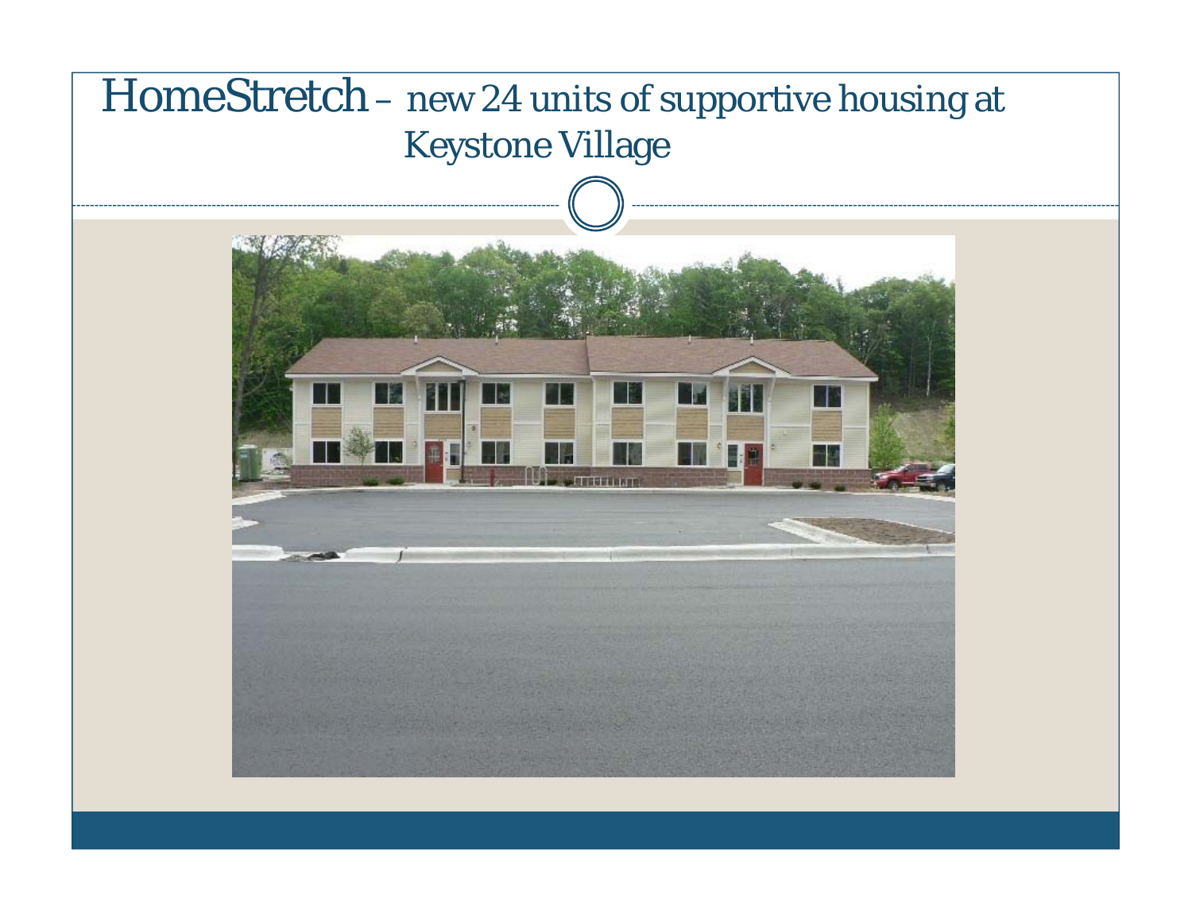# HomeStretch – new 24 units of supportive housing at Keystone Village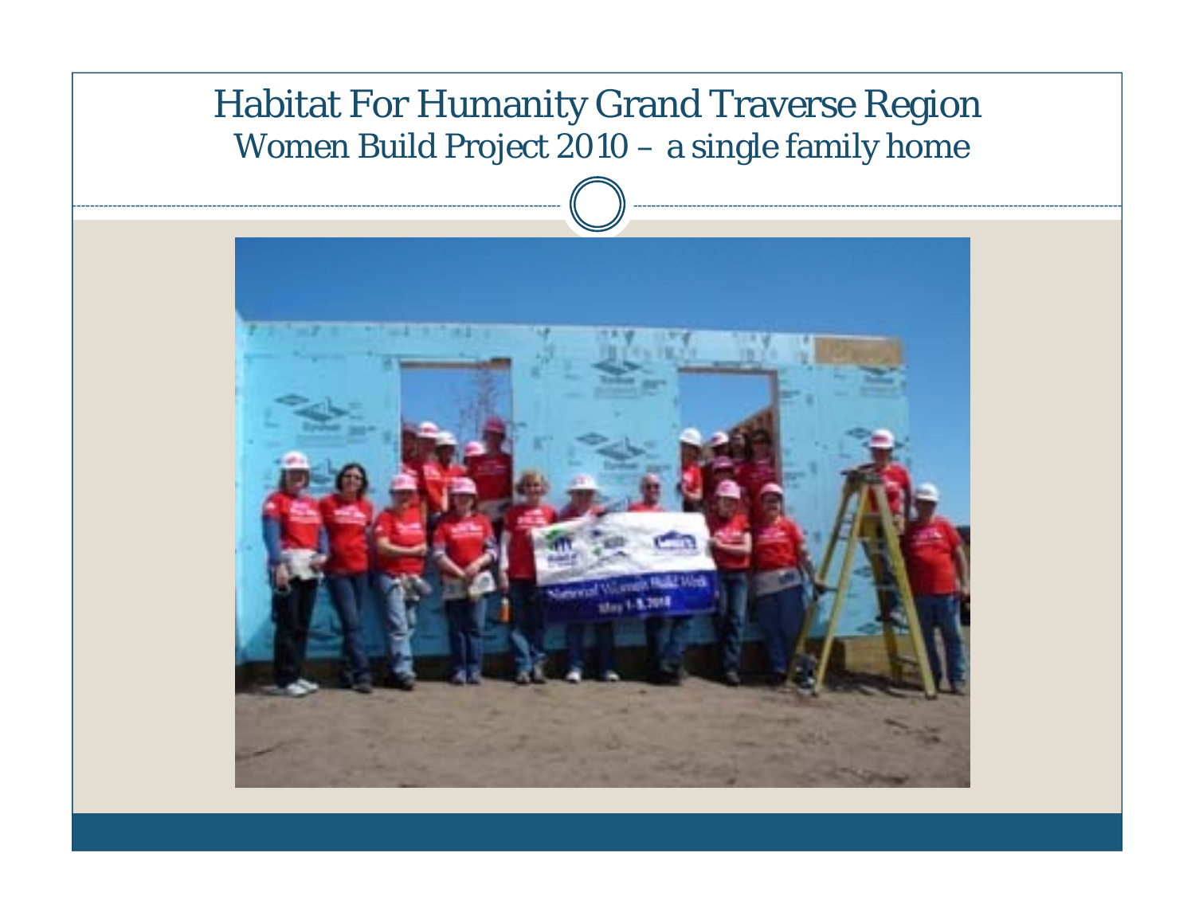# Habitat For Humanity Grand Traverse Region

## Women Build Project 2010 – a single family home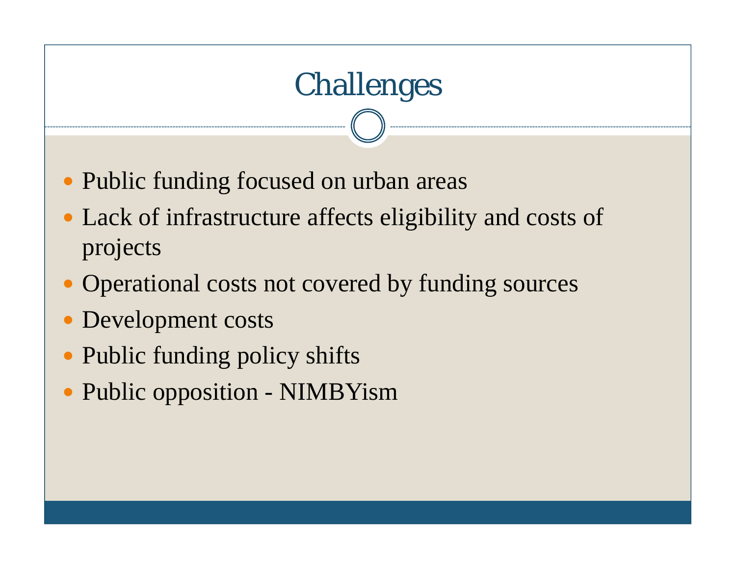# Challenges

- Public funding focused on urban areas
- Lack of infrastructure affects eligibility and costs of projects
- Operational costs not covered by funding sources
- Development costs
- Public funding policy shifts
- Public opposition - NIMBYism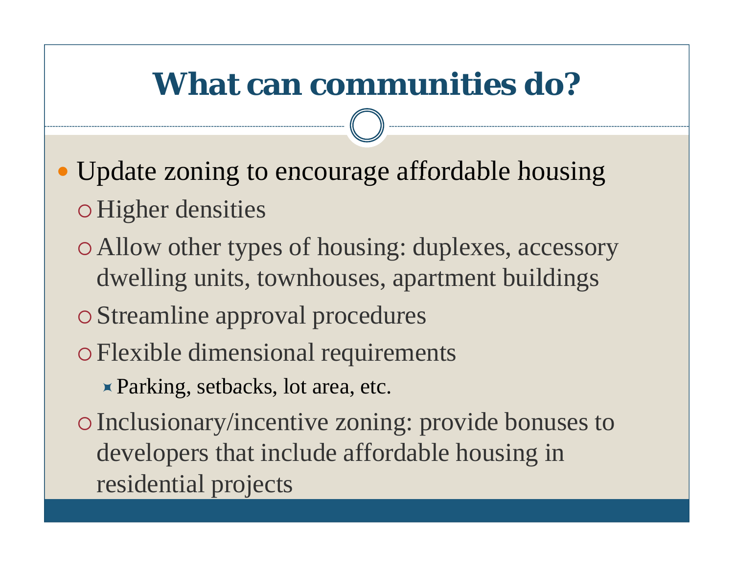# What can communities do?

- Update zoning to encourage affordable housing
  - Higher densities
  - Allow other types of housing: duplexes, accessory dwelling units, townhouses, apartment buildings
  - Streamline approval procedures
  - Flexible dimensional requirements
    - Parking, setbacks, lot area, etc.
  - Inclusionary/incentive zoning: provide bonuses to developers that include affordable housing in residential projects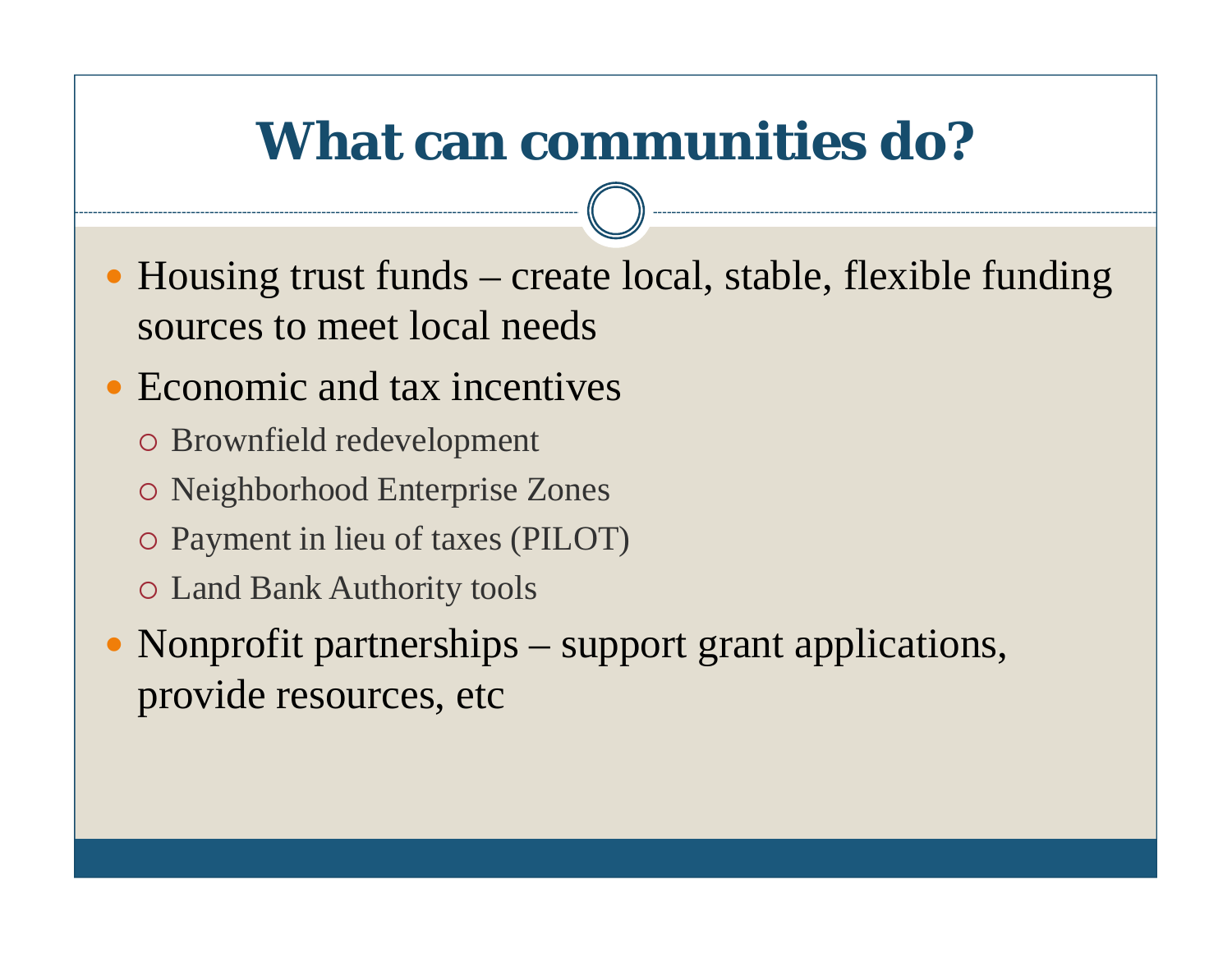# What can communities do?

- Housing trust funds – create local, stable, flexible funding sources to meet local needs
- Economic and tax incentives
  - Brownfield redevelopment
  - Neighborhood Enterprise Zones
  - Payment in lieu of taxes (PILOT)
  - Land Bank Authority tools
- Nonprofit partnerships – support grant applications, provide resources, etc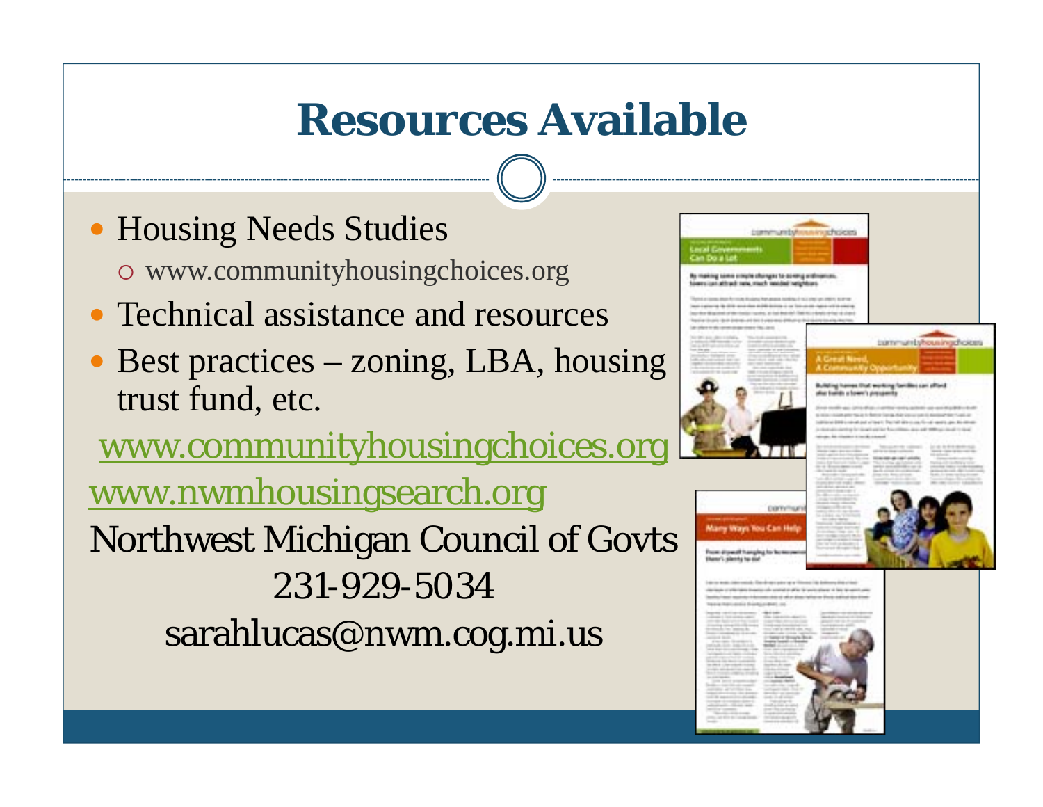# Resources Available

- Housing Needs Studies
  - www.communityhousingchoices.org
- Technical assistance and resources
- Best practices – zoning, LBA, housing trust fund, etc.

www.communityhousingchoices.org

www.nwmhousingsearch.org

Northwest Michigan Council of Govts

231-929-5034

sarahlucas@nwm.cog.mi.us